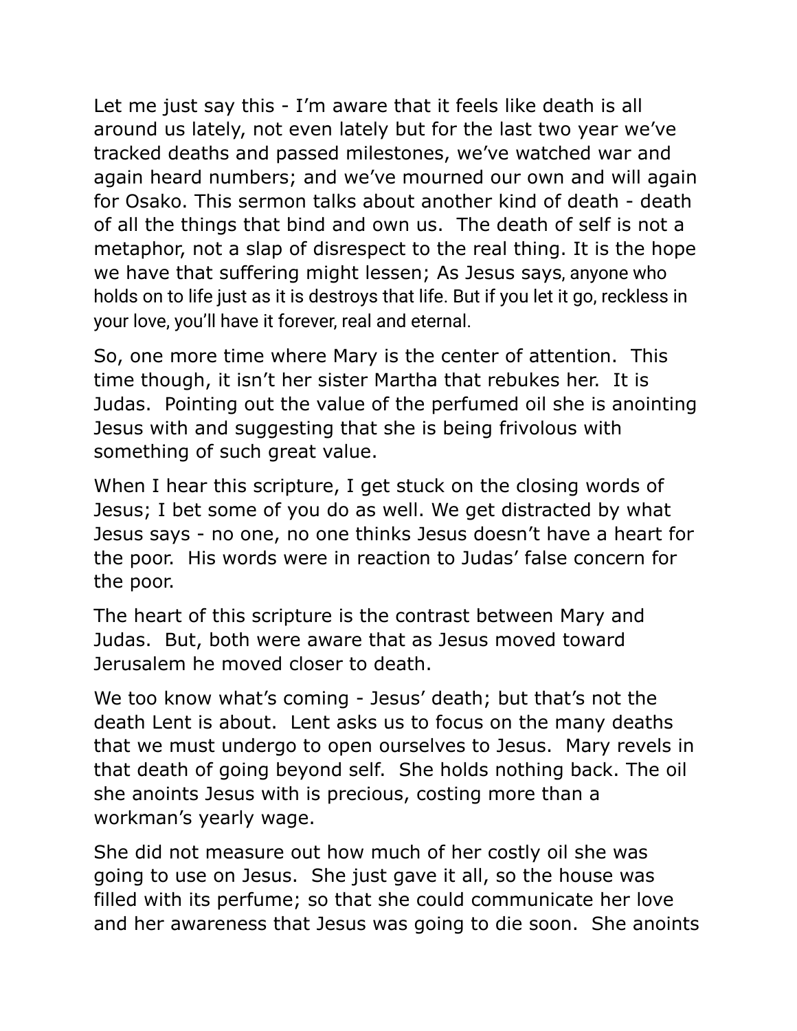Let me just say this - I'm aware that it feels like death is all around us lately, not even lately but for the last two year we've tracked deaths and passed milestones, we've watched war and again heard numbers; and we've mourned our own and will again for Osako. This sermon talks about another kind of death - death of all the things that bind and own us.  The death of self is not a metaphor, not a slap of disrespect to the real thing. It is the hope we have that suffering might lessen; As Jesus says, anyone who holds on to life just as it is destroys that life. But if you let it go, reckless in your love, you'll have it forever, real and eternal.

So, one more time where Mary is the center of attention.  This time though, it isn't her sister Martha that rebukes her.  It is Judas.  Pointing out the value of the perfumed oil she is anointing Jesus with and suggesting that she is being frivolous with something of such great value.

When I hear this scripture, I get stuck on the closing words of Jesus; I bet some of you do as well. We get distracted by what Jesus says - no one, no one thinks Jesus doesn't have a heart for the poor.  His words were in reaction to Judas' false concern for the poor.

The heart of this scripture is the contrast between Mary and Judas.  But, both were aware that as Jesus moved toward Jerusalem he moved closer to death.

We too know what's coming - Jesus' death; but that's not the death Lent is about.  Lent asks us to focus on the many deaths that we must undergo to open ourselves to Jesus.  Mary revels in that death of going beyond self.  She holds nothing back. The oil she anoints Jesus with is precious, costing more than a workman's yearly wage.

She did not measure out how much of her costly oil she was going to use on Jesus.  She just gave it all, so the house was filled with its perfume; so that she could communicate her love and her awareness that Jesus was going to die soon.  She anoints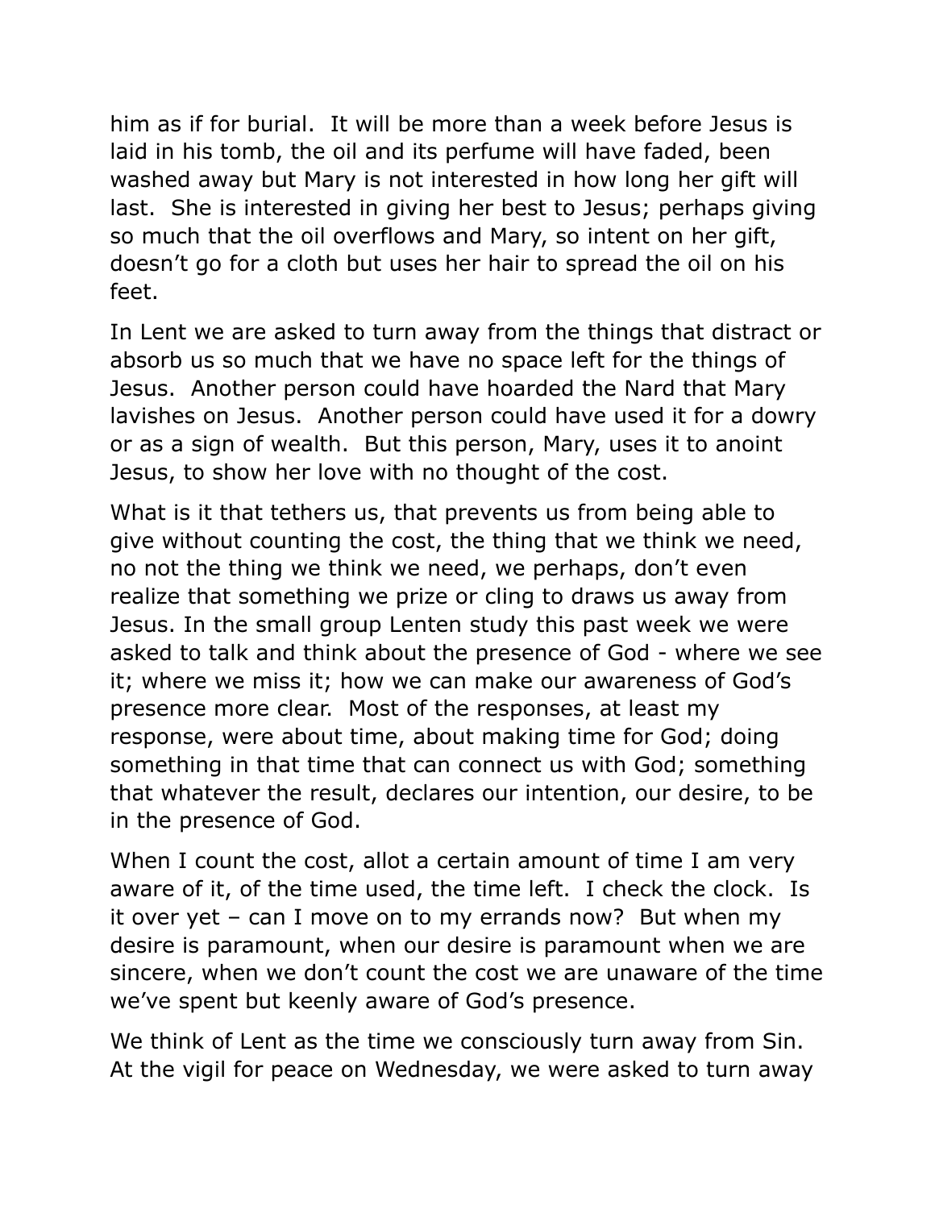him as if for burial.  It will be more than a week before Jesus is laid in his tomb, the oil and its perfume will have faded, been washed away but Mary is not interested in how long her gift will last.  She is interested in giving her best to Jesus; perhaps giving so much that the oil overflows and Mary, so intent on her gift, doesn't go for a cloth but uses her hair to spread the oil on his feet.

In Lent we are asked to turn away from the things that distract or absorb us so much that we have no space left for the things of Jesus.  Another person could have hoarded the Nard that Mary lavishes on Jesus.  Another person could have used it for a dowry or as a sign of wealth.  But this person, Mary, uses it to anoint Jesus, to show her love with no thought of the cost.

What is it that tethers us, that prevents us from being able to give without counting the cost, the thing that we think we need, no not the thing we think we need, we perhaps, don't even realize that something we prize or cling to draws us away from Jesus. In the small group Lenten study this past week we were asked to talk and think about the presence of God - where we see it; where we miss it; how we can make our awareness of God's presence more clear.  Most of the responses, at least my response, were about time, about making time for God; doing something in that time that can connect us with God; something that whatever the result, declares our intention, our desire, to be in the presence of God.

When I count the cost, allot a certain amount of time I am very aware of it, of the time used, the time left.  I check the clock.  Is it over yet – can I move on to my errands now?  But when my desire is paramount, when our desire is paramount when we are sincere, when we don't count the cost we are unaware of the time we've spent but keenly aware of God's presence.

We think of Lent as the time we consciously turn away from Sin. At the vigil for peace on Wednesday, we were asked to turn away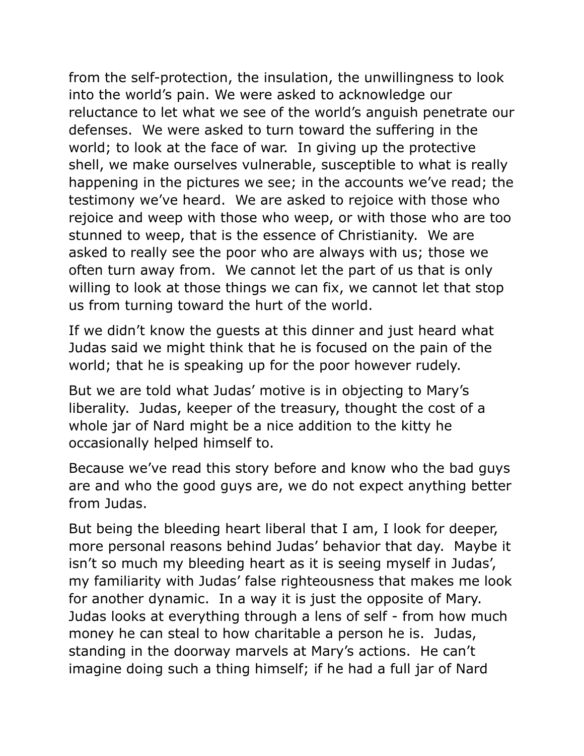from the self-protection, the insulation, the unwillingness to look into the world's pain. We were asked to acknowledge our reluctance to let what we see of the world's anguish penetrate our defenses.  We were asked to turn toward the suffering in the world; to look at the face of war.  In giving up the protective shell, we make ourselves vulnerable, susceptible to what is really happening in the pictures we see; in the accounts we've read; the testimony we've heard.  We are asked to rejoice with those who rejoice and weep with those who weep, or with those who are too stunned to weep, that is the essence of Christianity.  We are asked to really see the poor who are always with us; those we often turn away from.  We cannot let the part of us that is only willing to look at those things we can fix, we cannot let that stop us from turning toward the hurt of the world.

If we didn't know the guests at this dinner and just heard what Judas said we might think that he is focused on the pain of the world; that he is speaking up for the poor however rudely.

But we are told what Judas' motive is in objecting to Mary's liberality.  Judas, keeper of the treasury, thought the cost of a whole jar of Nard might be a nice addition to the kitty he occasionally helped himself to.

Because we've read this story before and know who the bad guys are and who the good guys are, we do not expect anything better from Judas.

But being the bleeding heart liberal that I am, I look for deeper, more personal reasons behind Judas' behavior that day.  Maybe it isn't so much my bleeding heart as it is seeing myself in Judas', my familiarity with Judas' false righteousness that makes me look for another dynamic.  In a way it is just the opposite of Mary.  Judas looks at everything through a lens of self - from how much money he can steal to how charitable a person he is.  Judas, standing in the doorway marvels at Mary's actions.  He can't imagine doing such a thing himself; if he had a full jar of Nard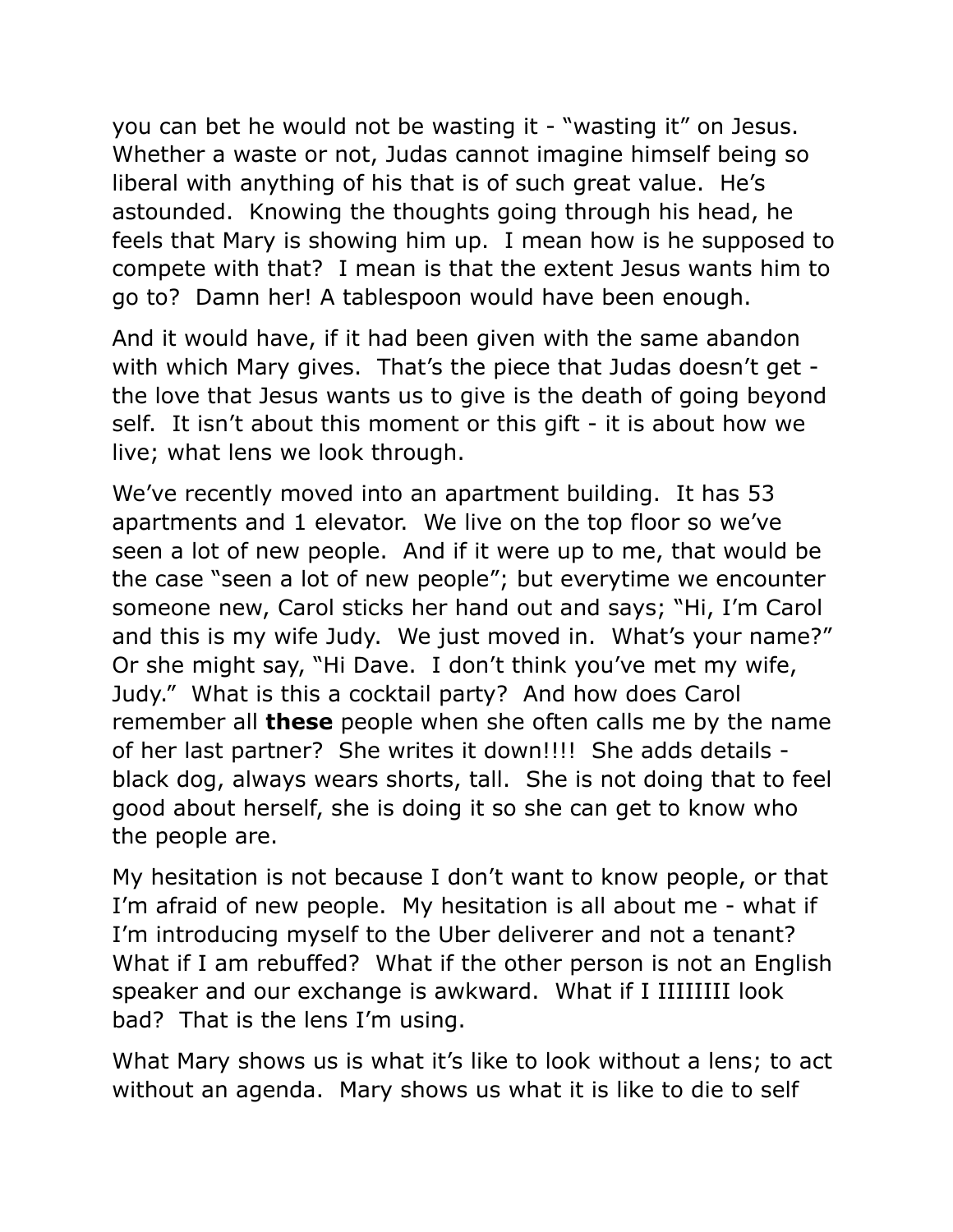you can bet he would not be wasting it - "wasting it" on Jesus. Whether a waste or not, Judas cannot imagine himself being so liberal with anything of his that is of such great value. He's astounded. Knowing the thoughts going through his head, he feels that Mary is showing him up. I mean how is he supposed to compete with that? I mean is that the extent Jesus wants him to go to? Damn her! A tablespoon would have been enough.

And it would have, if it had been given with the same abandon with which Mary gives. That's the piece that Judas doesn't get - the love that Jesus wants us to give is the death of going beyond self. It isn't about this moment or this gift - it is about how we live; what lens we look through.

We've recently moved into an apartment building. It has 53 apartments and 1 elevator. We live on the top floor so we've seen a lot of new people. And if it were up to me, that would be the case "seen a lot of new people"; but everytime we encounter someone new, Carol sticks her hand out and says; "Hi, I'm Carol and this is my wife Judy. We just moved in. What's your name?" Or she might say, "Hi Dave. I don't think you've met my wife, Judy." What is this a cocktail party? And how does Carol remember all **these** people when she often calls me by the name of her last partner? She writes it down!!!! She adds details - black dog, always wears shorts, tall. She is not doing that to feel good about herself, she is doing it so she can get to know who the people are.

My hesitation is not because I don't want to know people, or that I'm afraid of new people. My hesitation is all about me - what if I'm introducing myself to the Uber deliverer and not a tenant? What if I am rebuffed? What if the other person is not an English speaker and our exchange is awkward. What if I IIIIIIII look bad? That is the lens I'm using.

What Mary shows us is what it's like to look without a lens; to act without an agenda. Mary shows us what it is like to die to self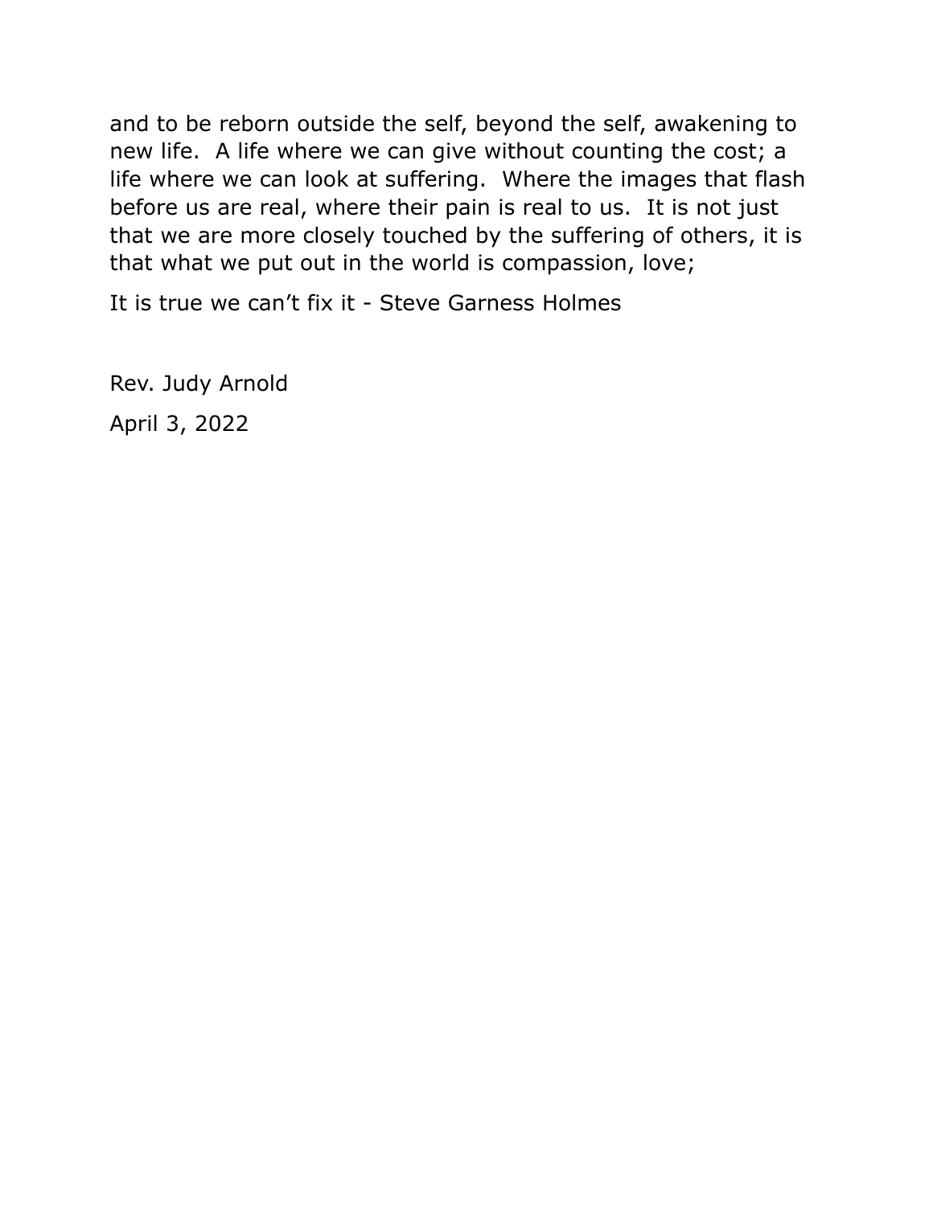and to be reborn outside the self, beyond the self, awakening to new life. A life where we can give without counting the cost; a life where we can look at suffering. Where the images that flash before us are real, where their pain is real to us. It is not just that we are more closely touched by the suffering of others, it is that what we put out in the world is compassion, love;

It is true we can't fix it - Steve Garness Holmes

Rev. Judy Arnold

April 3, 2022